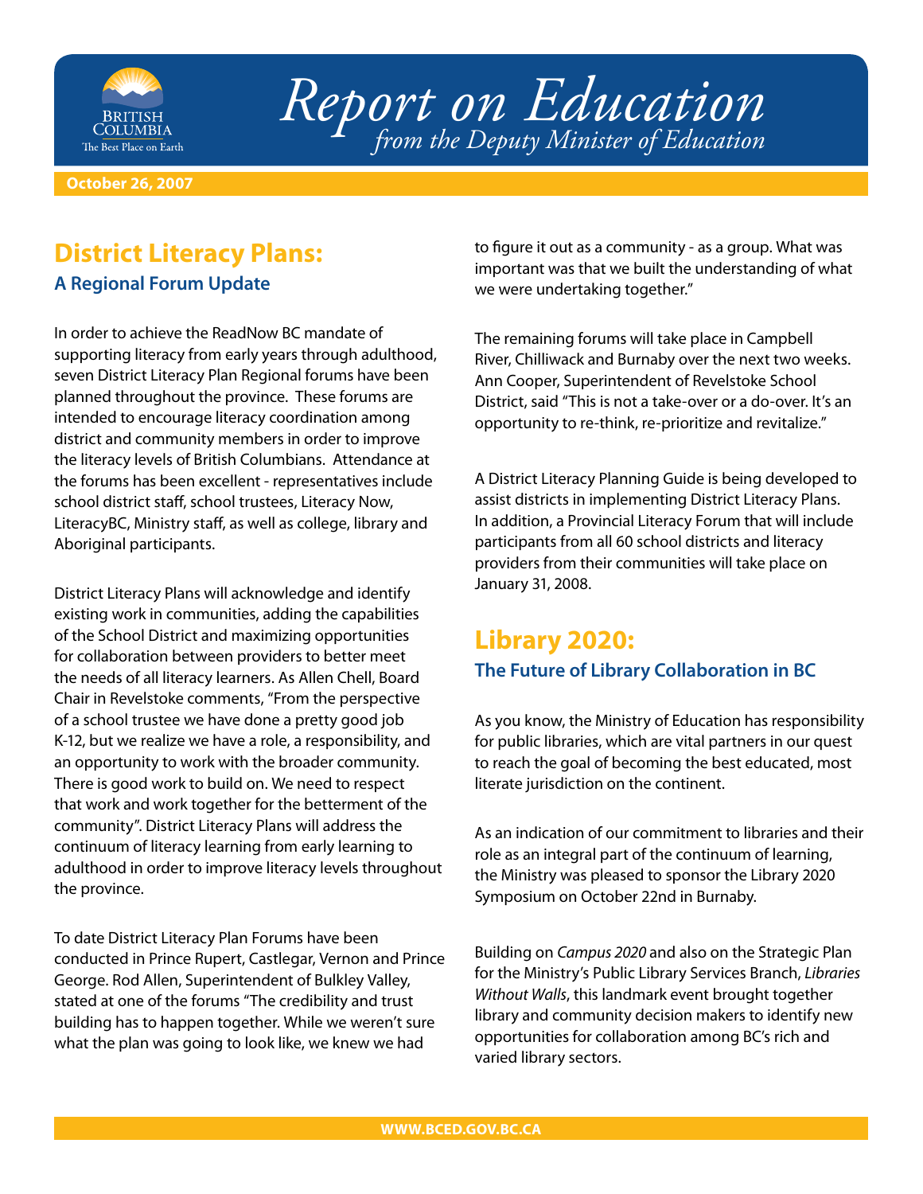# Report on Education

*from the Deputy Minister of Education*

**October 26, 2007**

## District Literacy Plans:

### A Regional Forum Update

In order to achieve the ReadNow BC mandate of supporting literacy from early years through adulthood, seven District Literacy Plan Regional forums have been planned throughout the province. These forums are intended to encourage literacy coordination among district and community members in order to improve the literacy levels of British Columbians. Attendance at the forums has been excellent - representatives include school district staff, school trustees, Literacy Now, LiteracyBC, Ministry staff, as well as college, library and Aboriginal participants.

District Literacy Plans will acknowledge and identify existing work in communities, adding the capabilities of the School District and maximizing opportunities for collaboration between providers to better meet the needs of all literacy learners. As Allen Chell, Board Chair in Revelstoke comments, "From the perspective of a school trustee we have done a pretty good job K-12, but we realize we have a role, a responsibility, and an opportunity to work with the broader community. There is good work to build on. We need to respect that work and work together for the betterment of the community". District Literacy Plans will address the continuum of literacy learning from early learning to adulthood in order to improve literacy levels throughout the province.

To date District Literacy Plan Forums have been conducted in Prince Rupert, Castlegar, Vernon and Prince George. Rod Allen, Superintendent of Bulkley Valley, stated at one of the forums "The credibility and trust building has to happen together. While we weren't sure what the plan was going to look like, we knew we had to figure it out as a community - as a group. What was important was that we built the understanding of what we were undertaking together."

The remaining forums will take place in Campbell River, Chilliwack and Burnaby over the next two weeks. Ann Cooper, Superintendent of Revelstoke School District, said "This is not a take-over or a do-over. It's an opportunity to re-think, re-prioritize and revitalize."

A District Literacy Planning Guide is being developed to assist districts in implementing District Literacy Plans. In addition, a Provincial Literacy Forum that will include participants from all 60 school districts and literacy providers from their communities will take place on January 31, 2008.

## Library 2020:

### The Future of Library Collaboration in BC

As you know, the Ministry of Education has responsibility for public libraries, which are vital partners in our quest to reach the goal of becoming the best educated, most literate jurisdiction on the continent.

As an indication of our commitment to libraries and their role as an integral part of the continuum of learning, the Ministry was pleased to sponsor the Library 2020 Symposium on October 22nd in Burnaby.

Building on *Campus 2020* and also on the Strategic Plan for the Ministry's Public Library Services Branch, *Libraries Without Walls*, this landmark event brought together library and community decision makers to identify new opportunities for collaboration among BC's rich and varied library sectors.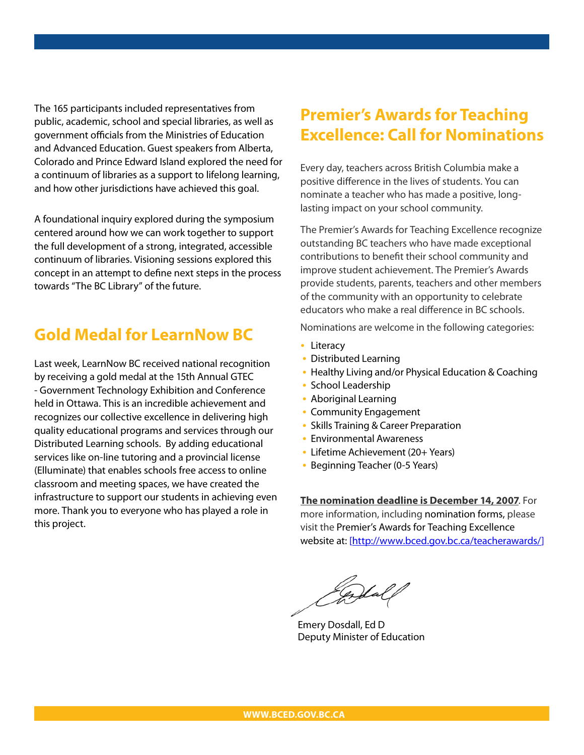The 165 participants included representatives from public, academic, school and special libraries, as well as government officials from the Ministries of Education and Advanced Education. Guest speakers from Alberta, Colorado and Prince Edward Island explored the need for a continuum of libraries as a support to lifelong learning, and how other jurisdictions have achieved this goal.

A foundational inquiry explored during the symposium centered around how we can work together to support the full development of a strong, integrated, accessible continuum of libraries. Visioning sessions explored this concept in an attempt to define next steps in the process towards "The BC Library" of the future.

## Gold Medal for LearnNow BC

Last week, LearnNow BC received national recognition by receiving a gold medal at the 15th Annual GTEC - Government Technology Exhibition and Conference held in Ottawa. This is an incredible achievement and recognizes our collective excellence in delivering high quality educational programs and services through our Distributed Learning schools. By adding educational services like on-line tutoring and a provincial license (Elluminate) that enables schools free access to online classroom and meeting spaces, we have created the infrastructure to support our students in achieving even more. Thank you to everyone who has played a role in this project.

## Premier's Awards for Teaching Excellence: Call for Nominations

Every day, teachers across British Columbia make a positive difference in the lives of students. You can nominate a teacher who has made a positive, long-lasting impact on your school community.

The Premier's Awards for Teaching Excellence recognize outstanding BC teachers who have made exceptional contributions to benefit their school community and improve student achievement. The Premier's Awards provide students, parents, teachers and other members of the community with an opportunity to celebrate educators who make a real difference in BC schools.

Nominations are welcome in the following categories:

- Literacy
- Distributed Learning
- Healthy Living and/or Physical Education & Coaching
- School Leadership
- Aboriginal Learning
- Community Engagement
- Skills Training & Career Preparation
- Environmental Awareness
- Lifetime Achievement (20+ Years)
- Beginning Teacher (0-5 Years)

**The nomination deadline is December 14, 2007**. For more information, including nomination forms, please visit the Premier's Awards for Teaching Excellence website at: [http://www.bced.gov.bc.ca/teacherawards/]

Emery Dosdall, Ed D
Deputy Minister of Education